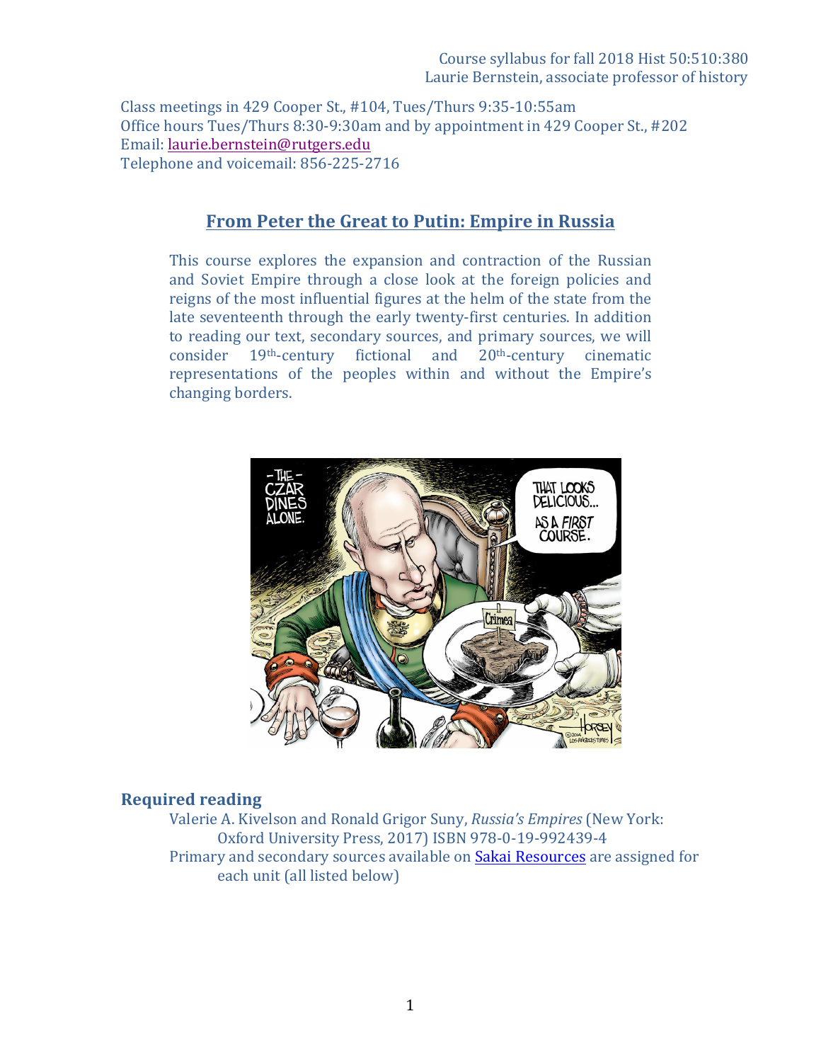Course syllabus for fall 2018 Hist 50:510:380
Laurie Bernstein, associate professor of history

Class meetings in 429 Cooper St., #104, Tues/Thurs 9:35-10:55am
Office hours Tues/Thurs 8:30-9:30am and by appointment in 429 Cooper St., #202
Email: [laurie.bernstein@rutgers.edu](mailto:laurie.bernstein@rutgers.edu)
Telephone and voicemail: 856-225-2716

# From Peter the Great to Putin: Empire in Russia

This course explores the expansion and contraction of the Russian and Soviet Empire through a close look at the foreign policies and reigns of the most influential figures at the helm of the state from the late seventeenth through the early twenty-first centuries. In addition to reading our text, secondary sources, and primary sources, we will consider 19th-century fictional and 20th-century cinematic representations of the peoples within and without the Empire's changing borders.

## Required reading

Valerie A. Kivelson and Ronald Grigor Suny, *Russia's Empires* (New York: Oxford University Press, 2017) ISBN 978-0-19-992439-4

Primary and secondary sources available on Sakai Resources are assigned for each unit (all listed below)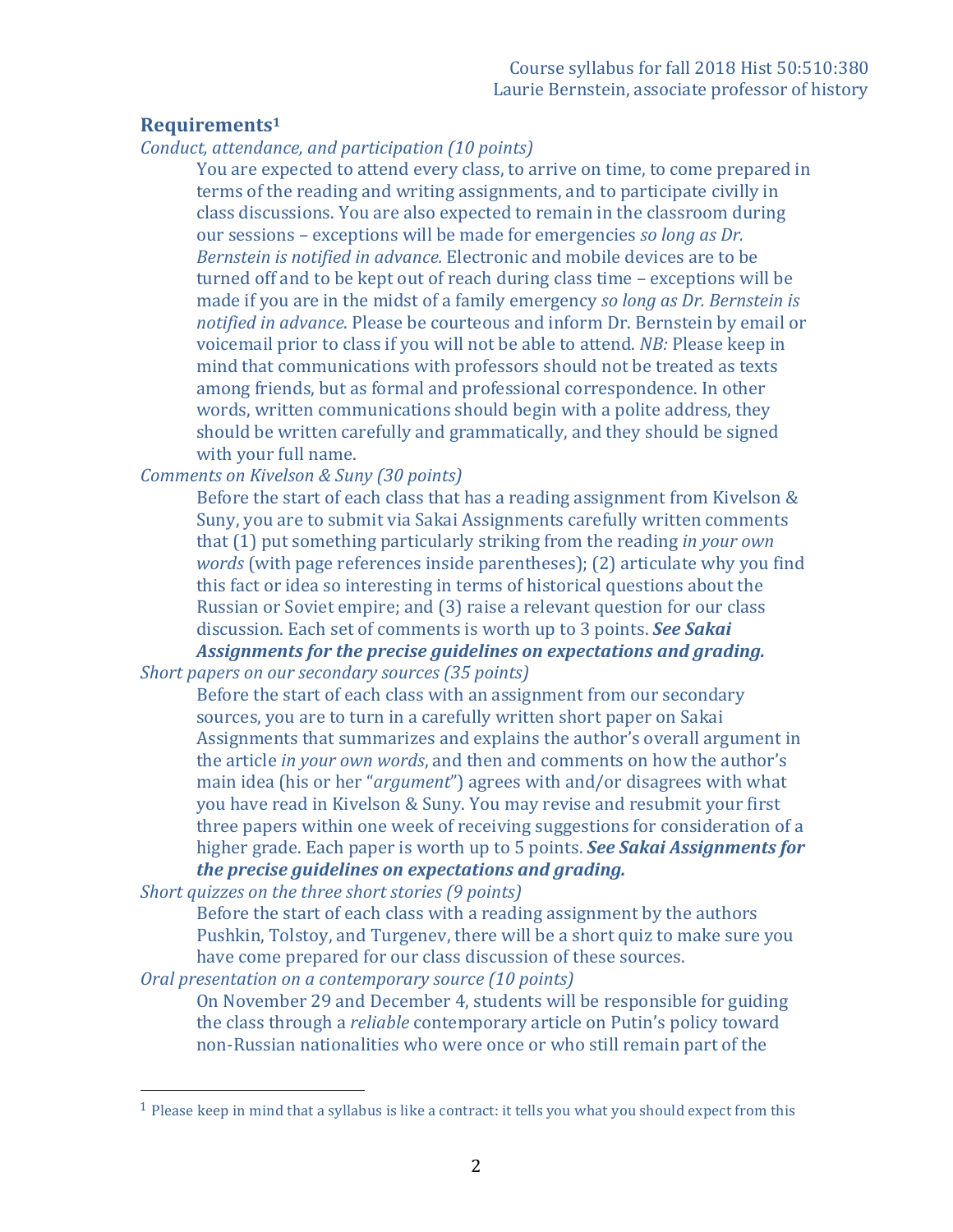## Requirements[1]

*Conduct, attendance, and participation (10 points)*

You are expected to attend every class, to arrive on time, to come prepared in terms of the reading and writing assignments, and to participate civilly in class discussions. You are also expected to remain in the classroom during our sessions – exceptions will be made for emergencies *so long as Dr. Bernstein is notified in advance.* Electronic and mobile devices are to be turned off and to be kept out of reach during class time – exceptions will be made if you are in the midst of a family emergency *so long as Dr. Bernstein is notified in advance.* Please be courteous and inform Dr. Bernstein by email or voicemail prior to class if you will not be able to attend. *NB:* Please keep in mind that communications with professors should not be treated as texts among friends, but as formal and professional correspondence. In other words, written communications should begin with a polite address, they should be written carefully and grammatically, and they should be signed with your full name.

*Comments on Kivelson & Suny (30 points)*

Before the start of each class that has a reading assignment from Kivelson & Suny, you are to submit via Sakai Assignments carefully written comments that (1) put something particularly striking from the reading *in your own words* (with page references inside parentheses); (2) articulate why you find this fact or idea so interesting in terms of historical questions about the Russian or Soviet empire; and (3) raise a relevant question for our class discussion. Each set of comments is worth up to 3 points. ***See Sakai Assignments for the precise guidelines on expectations and grading.***

*Short papers on our secondary sources (35 points)*

Before the start of each class with an assignment from our secondary sources, you are to turn in a carefully written short paper on Sakai Assignments that summarizes and explains the author's overall argument in the article *in your own words*, and then and comments on how the author's main idea (his or her "*argument*") agrees with and/or disagrees with what you have read in Kivelson & Suny. You may revise and resubmit your first three papers within one week of receiving suggestions for consideration of a higher grade. Each paper is worth up to 5 points. ***See Sakai Assignments for the precise guidelines on expectations and grading.***

*Short quizzes on the three short stories (9 points)*

Before the start of each class with a reading assignment by the authors Pushkin, Tolstoy, and Turgenev, there will be a short quiz to make sure you have come prepared for our class discussion of these sources.

*Oral presentation on a contemporary source (10 points)*

On November 29 and December 4, students will be responsible for guiding the class through a *reliable* contemporary article on Putin's policy toward non-Russian nationalities who were once or who still remain part of the

---

[1] Please keep in mind that a syllabus is like a contract: it tells you what you should expect from this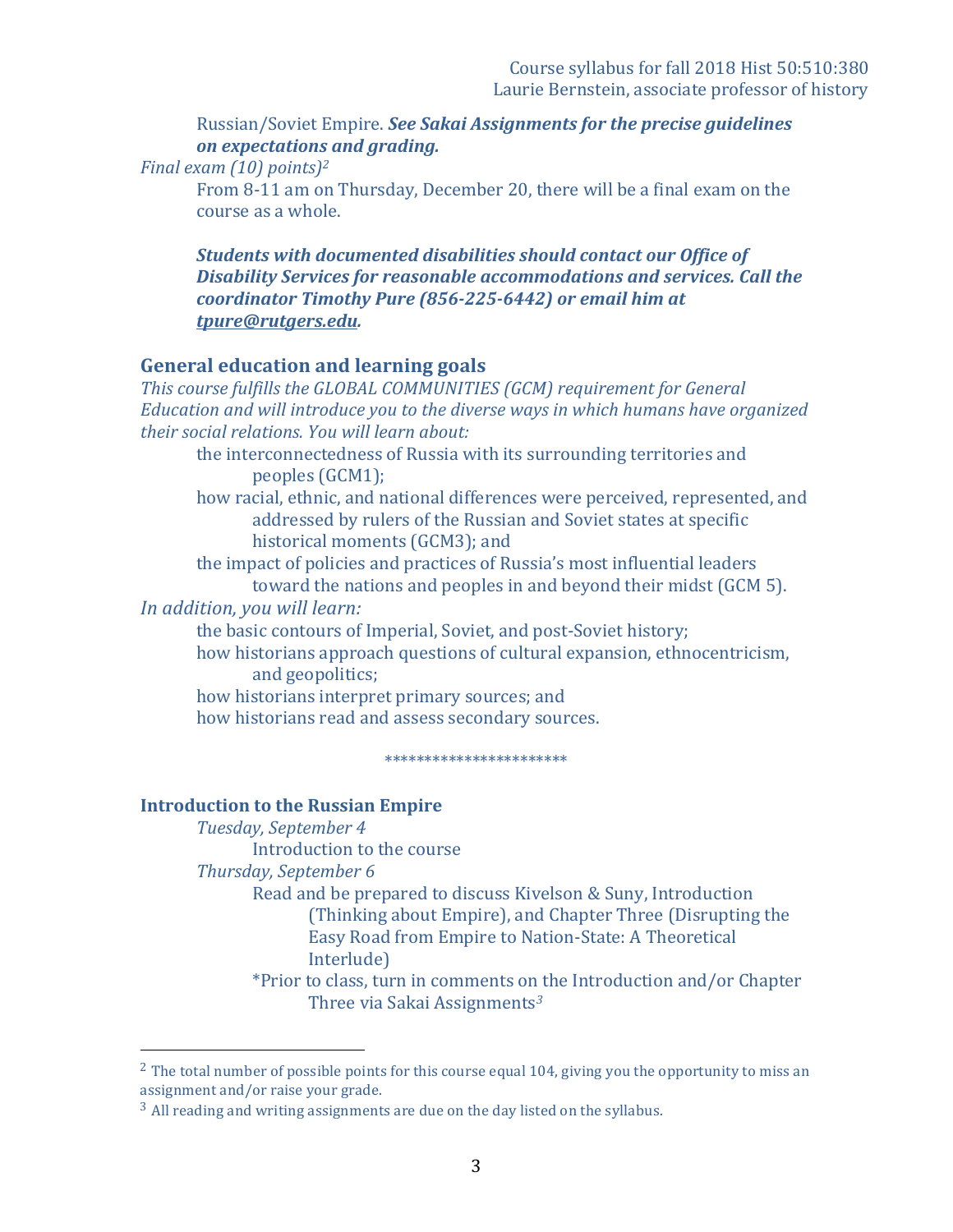Russian/Soviet Empire. ***See Sakai Assignments for the precise guidelines on expectations and grading.***

*Final exam (10) points)*[2]

From 8-11 am on Thursday, December 20, there will be a final exam on the course as a whole.

***Students with documented disabilities should contact our Office of Disability Services for reasonable accommodations and services. Call the coordinator Timothy Pure (856-225-6442) or email him at tpure@rutgers.edu.***

## General education and learning goals

*This course fulfills the GLOBAL COMMUNITIES (GCM) requirement for General Education and will introduce you to the diverse ways in which humans have organized their social relations. You will learn about:*

- the interconnectedness of Russia with its surrounding territories and peoples (GCM1);
- how racial, ethnic, and national differences were perceived, represented, and addressed by rulers of the Russian and Soviet states at specific historical moments (GCM3); and
- the impact of policies and practices of Russia's most influential leaders toward the nations and peoples in and beyond their midst (GCM 5).

*In addition, you will learn:*

- the basic contours of Imperial, Soviet, and post-Soviet history;
- how historians approach questions of cultural expansion, ethnocentricism, and geopolitics;
- how historians interpret primary sources; and
- how historians read and assess secondary sources.

**********************

## Introduction to the Russian Empire

*Tuesday, September 4*

Introduction to the course

*Thursday, September 6*

Read and be prepared to discuss Kivelson & Suny, Introduction (Thinking about Empire), and Chapter Three (Disrupting the Easy Road from Empire to Nation-State: A Theoretical Interlude)

*Prior to class, turn in comments on the Introduction and/or Chapter Three via Sakai Assignments[3]

---

[2] The total number of possible points for this course equal 104, giving you the opportunity to miss an assignment and/or raise your grade.

[3] All reading and writing assignments are due on the day listed on the syllabus.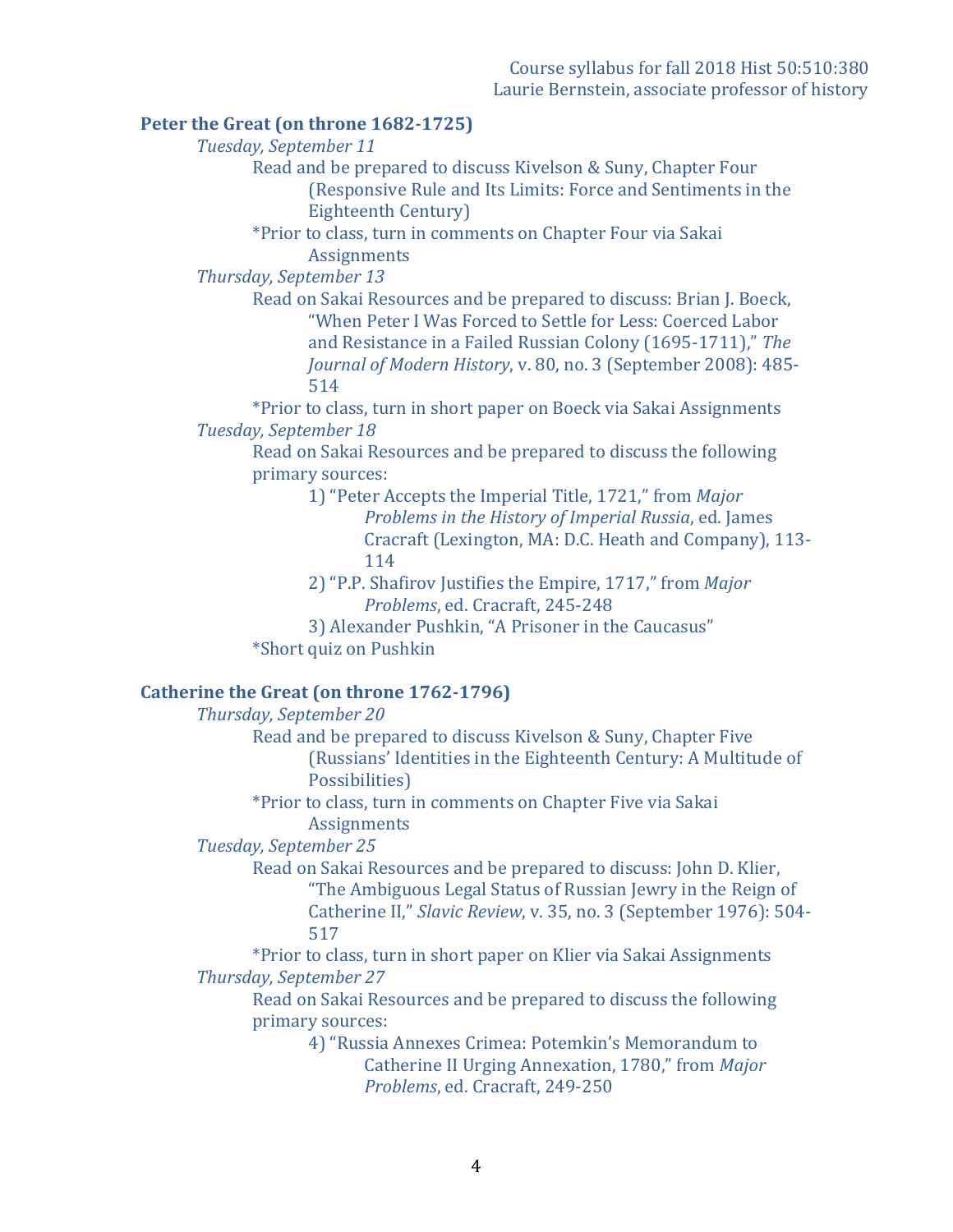## Peter the Great (on throne 1682-1725)

*Tuesday, September 11*

Read and be prepared to discuss Kivelson & Suny, Chapter Four (Responsive Rule and Its Limits: Force and Sentiments in the Eighteenth Century)

*Prior to class, turn in comments on Chapter Four via Sakai Assignments

*Thursday, September 13*

Read on Sakai Resources and be prepared to discuss: Brian J. Boeck, "When Peter I Was Forced to Settle for Less: Coerced Labor and Resistance in a Failed Russian Colony (1695-1711)," *The Journal of Modern History*, v. 80, no. 3 (September 2008): 485-514

*Prior to class, turn in short paper on Boeck via Sakai Assignments

*Tuesday, September 18*

Read on Sakai Resources and be prepared to discuss the following primary sources:

1) "Peter Accepts the Imperial Title, 1721," from *Major Problems in the History of Imperial Russia*, ed. James Cracraft (Lexington, MA: D.C. Heath and Company), 113-114
2) "P.P. Shafirov Justifies the Empire, 1717," from *Major Problems*, ed. Cracraft, 245-248
3) Alexander Pushkin, "A Prisoner in the Caucasus"

*Short quiz on Pushkin

## Catherine the Great (on throne 1762-1796)

*Thursday, September 20*

Read and be prepared to discuss Kivelson & Suny, Chapter Five (Russians' Identities in the Eighteenth Century: A Multitude of Possibilities)

*Prior to class, turn in comments on Chapter Five via Sakai Assignments

*Tuesday, September 25*

Read on Sakai Resources and be prepared to discuss: John D. Klier, "The Ambiguous Legal Status of Russian Jewry in the Reign of Catherine II," *Slavic Review*, v. 35, no. 3 (September 1976): 504-517

*Prior to class, turn in short paper on Klier via Sakai Assignments

*Thursday, September 27*

Read on Sakai Resources and be prepared to discuss the following primary sources:

4) "Russia Annexes Crimea: Potemkin's Memorandum to Catherine II Urging Annexation, 1780," from *Major Problems*, ed. Cracraft, 249-250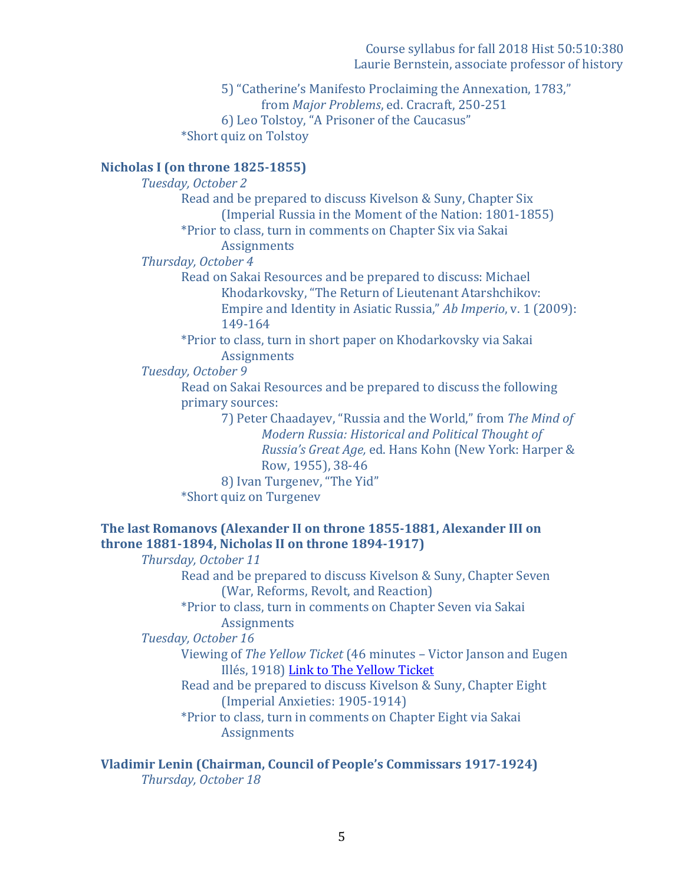5) "Catherine's Manifesto Proclaiming the Annexation, 1783," from *Major Problems*, ed. Cracraft, 250-251

6) Leo Tolstoy, "A Prisoner of the Caucasus"

*Short quiz on Tolstoy

## Nicholas I (on throne 1825-1855)

*Tuesday, October 2*

Read and be prepared to discuss Kivelson & Suny, Chapter Six (Imperial Russia in the Moment of the Nation: 1801-1855)

*Prior to class, turn in comments on Chapter Six via Sakai Assignments

*Thursday, October 4*

Read on Sakai Resources and be prepared to discuss: Michael Khodarkovsky, "The Return of Lieutenant Atarshchikov: Empire and Identity in Asiatic Russia," *Ab Imperio*, v. 1 (2009): 149-164

*Prior to class, turn in short paper on Khodarkovsky via Sakai Assignments

*Tuesday, October 9*

Read on Sakai Resources and be prepared to discuss the following primary sources:

7) Peter Chaadayev, "Russia and the World," from *The Mind of Modern Russia: Historical and Political Thought of Russia's Great Age*, ed. Hans Kohn (New York: Harper & Row, 1955), 38-46

8) Ivan Turgenev, "The Yid"

*Short quiz on Turgenev

## The last Romanovs (Alexander II on throne 1855-1881, Alexander III on throne 1881-1894, Nicholas II on throne 1894-1917)

*Thursday, October 11*

Read and be prepared to discuss Kivelson & Suny, Chapter Seven (War, Reforms, Revolt, and Reaction)

*Prior to class, turn in comments on Chapter Seven via Sakai Assignments

*Tuesday, October 16*

Viewing of *The Yellow Ticket* (46 minutes – Victor Janson and Eugen Illés, 1918) Link to The Yellow Ticket

Read and be prepared to discuss Kivelson & Suny, Chapter Eight (Imperial Anxieties: 1905-1914)

*Prior to class, turn in comments on Chapter Eight via Sakai Assignments

## Vladimir Lenin (Chairman, Council of People's Commissars 1917-1924)

*Thursday, October 18*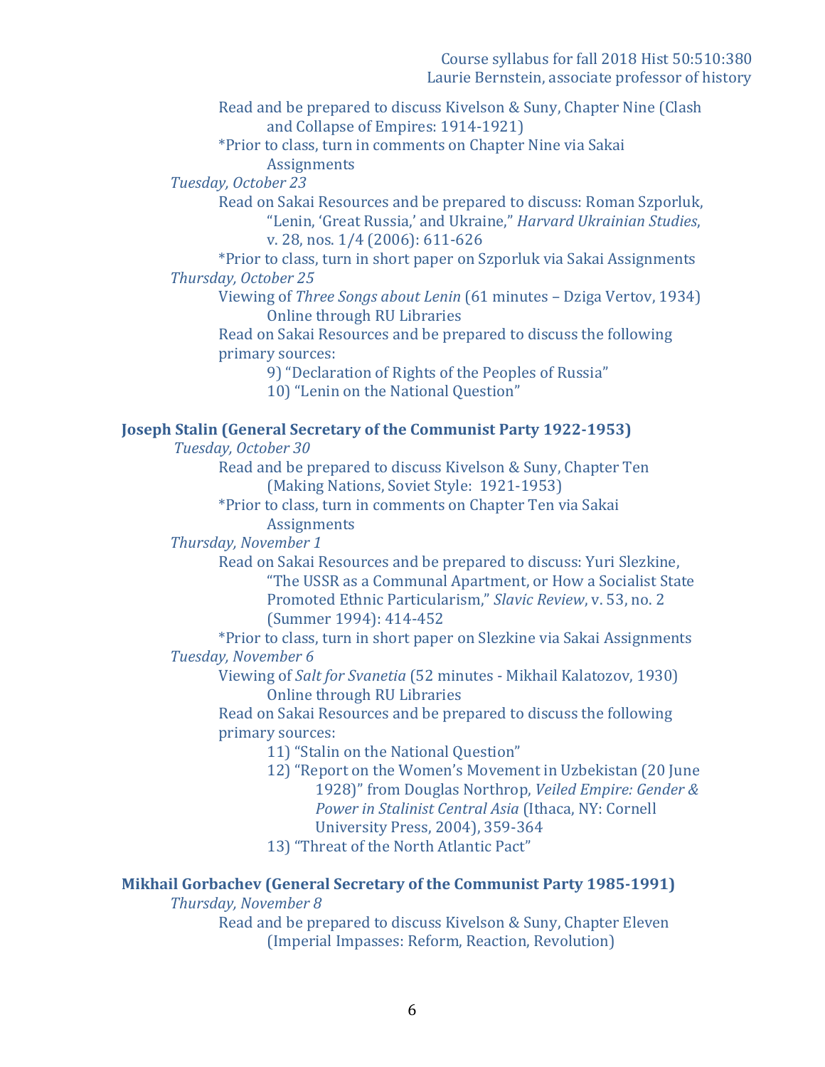Read and be prepared to discuss Kivelson & Suny, Chapter Nine (Clash and Collapse of Empires: 1914-1921)

*Prior to class, turn in comments on Chapter Nine via Sakai Assignments

*Tuesday, October 23*

Read on Sakai Resources and be prepared to discuss: Roman Szporluk, "Lenin, 'Great Russia,' and Ukraine," *Harvard Ukrainian Studies*, v. 28, nos. 1/4 (2006): 611-626

*Prior to class, turn in short paper on Szporluk via Sakai Assignments

*Thursday, October 25*

Viewing of *Three Songs about Lenin* (61 minutes – Dziga Vertov, 1934) Online through RU Libraries

Read on Sakai Resources and be prepared to discuss the following primary sources:

9) "Declaration of Rights of the Peoples of Russia"

10) "Lenin on the National Question"

## Joseph Stalin (General Secretary of the Communist Party 1922-1953)

*Tuesday, October 30*

Read and be prepared to discuss Kivelson & Suny, Chapter Ten (Making Nations, Soviet Style: 1921-1953)

*Prior to class, turn in comments on Chapter Ten via Sakai Assignments

*Thursday, November 1*

Read on Sakai Resources and be prepared to discuss: Yuri Slezkine, "The USSR as a Communal Apartment, or How a Socialist State Promoted Ethnic Particularism," *Slavic Review*, v. 53, no. 2 (Summer 1994): 414-452

*Prior to class, turn in short paper on Slezkine via Sakai Assignments

*Tuesday, November 6*

Viewing of *Salt for Svanetia* (52 minutes - Mikhail Kalatozov, 1930) Online through RU Libraries

Read on Sakai Resources and be prepared to discuss the following primary sources:

11) "Stalin on the National Question"

12) "Report on the Women's Movement in Uzbekistan (20 June 1928)" from Douglas Northrop, *Veiled Empire: Gender & Power in Stalinist Central Asia* (Ithaca, NY: Cornell University Press, 2004), 359-364

13) "Threat of the North Atlantic Pact"

## Mikhail Gorbachev (General Secretary of the Communist Party 1985-1991)

*Thursday, November 8*

Read and be prepared to discuss Kivelson & Suny, Chapter Eleven (Imperial Impasses: Reform, Reaction, Revolution)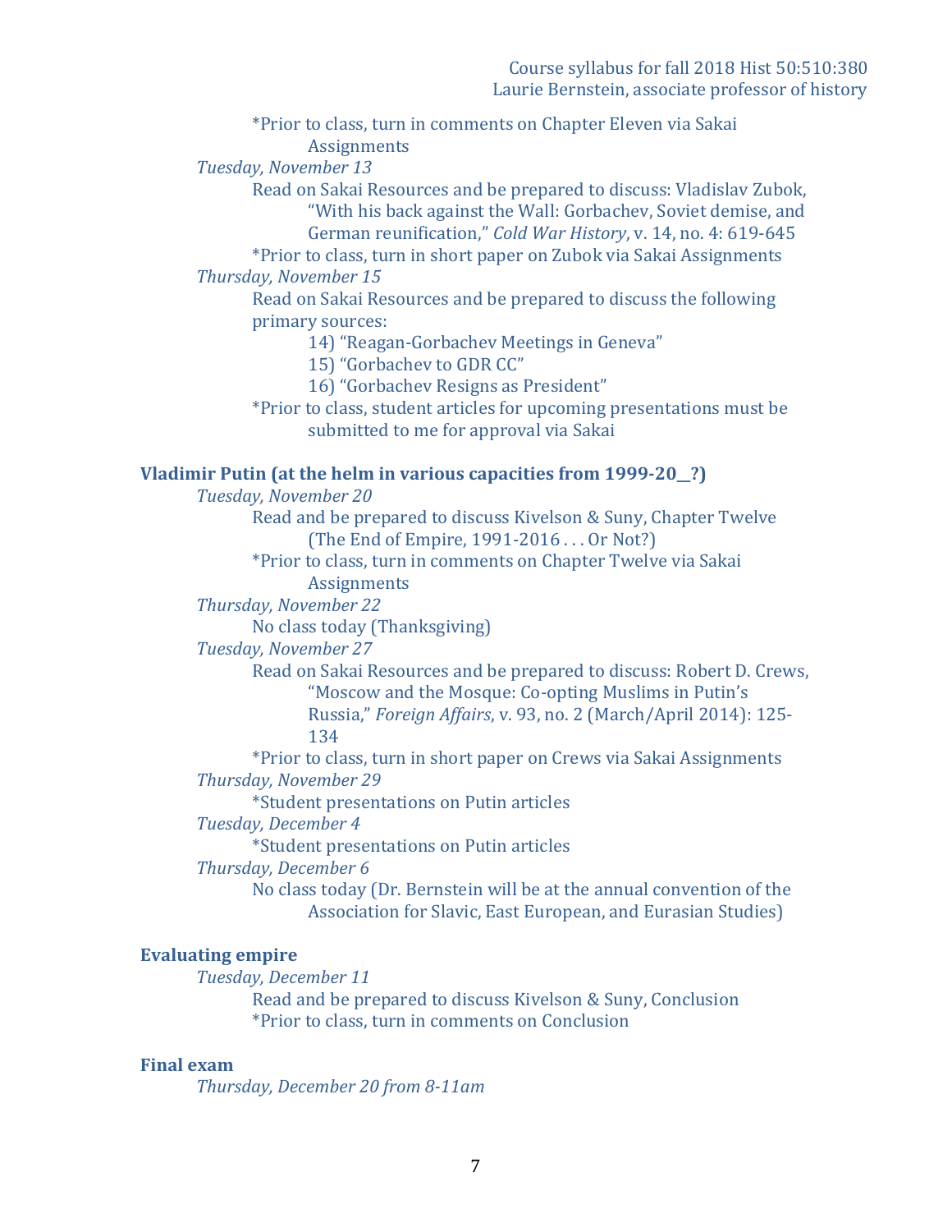*Prior to class, turn in comments on Chapter Eleven via Sakai Assignments

*Tuesday, November 13*

Read on Sakai Resources and be prepared to discuss: Vladislav Zubok, "With his back against the Wall: Gorbachev, Soviet demise, and German reunification," *Cold War History*, v. 14, no. 4: 619-645

*Prior to class, turn in short paper on Zubok via Sakai Assignments

*Thursday, November 15*

Read on Sakai Resources and be prepared to discuss the following primary sources:

14) "Reagan-Gorbachev Meetings in Geneva"

15) "Gorbachev to GDR CC"

16) "Gorbachev Resigns as President"

*Prior to class, student articles for upcoming presentations must be submitted to me for approval via Sakai

**Vladimir Putin (at the helm in various capacities from 1999-20__?)**

*Tuesday, November 20*

Read and be prepared to discuss Kivelson & Suny, Chapter Twelve (The End of Empire, 1991-2016 . . . Or Not?)

*Prior to class, turn in comments on Chapter Twelve via Sakai Assignments

*Thursday, November 22*

No class today (Thanksgiving)

*Tuesday, November 27*

Read on Sakai Resources and be prepared to discuss: Robert D. Crews, "Moscow and the Mosque: Co-opting Muslims in Putin's Russia," *Foreign Affairs*, v. 93, no. 2 (March/April 2014): 125-134

*Prior to class, turn in short paper on Crews via Sakai Assignments

*Thursday, November 29*

*Student presentations on Putin articles

*Tuesday, December 4*

*Student presentations on Putin articles

*Thursday, December 6*

No class today (Dr. Bernstein will be at the annual convention of the Association for Slavic, East European, and Eurasian Studies)

**Evaluating empire**

*Tuesday, December 11*

Read and be prepared to discuss Kivelson & Suny, Conclusion

*Prior to class, turn in comments on Conclusion

**Final exam**

*Thursday, December 20 from 8-11am*